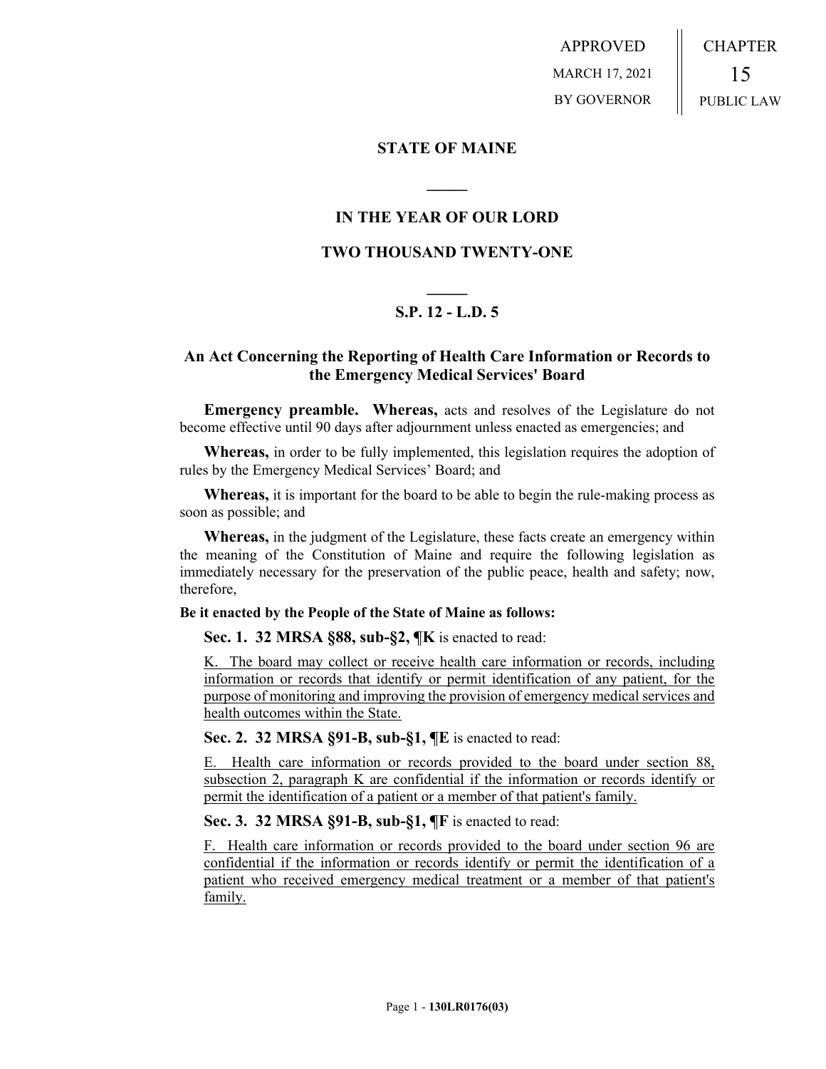APPROVED
MARCH 17, 2021
BY GOVERNOR

CHAPTER
15
PUBLIC LAW

# STATE OF MAINE

## IN THE YEAR OF OUR LORD

## TWO THOUSAND TWENTY-ONE

## S.P. 12 - L.D. 5

## An Act Concerning the Reporting of Health Care Information or Records to the Emergency Medical Services' Board

**Emergency preamble. Whereas,** acts and resolves of the Legislature do not become effective until 90 days after adjournment unless enacted as emergencies; and

**Whereas,** in order to be fully implemented, this legislation requires the adoption of rules by the Emergency Medical Services' Board; and

**Whereas,** it is important for the board to be able to begin the rule-making process as soon as possible; and

**Whereas,** in the judgment of the Legislature, these facts create an emergency within the meaning of the Constitution of Maine and require the following legislation as immediately necessary for the preservation of the public peace, health and safety; now, therefore,

**Be it enacted by the People of the State of Maine as follows:**

**Sec. 1. 32 MRSA §88, sub-§2, ¶K** is enacted to read:

K. The board may collect or receive health care information or records, including information or records that identify or permit identification of any patient, for the purpose of monitoring and improving the provision of emergency medical services and health outcomes within the State.

**Sec. 2. 32 MRSA §91-B, sub-§1, ¶E** is enacted to read:

E. Health care information or records provided to the board under section 88, subsection 2, paragraph K are confidential if the information or records identify or permit the identification of a patient or a member of that patient's family.

**Sec. 3. 32 MRSA §91-B, sub-§1, ¶F** is enacted to read:

F. Health care information or records provided to the board under section 96 are confidential if the information or records identify or permit the identification of a patient who received emergency medical treatment or a member of that patient's family.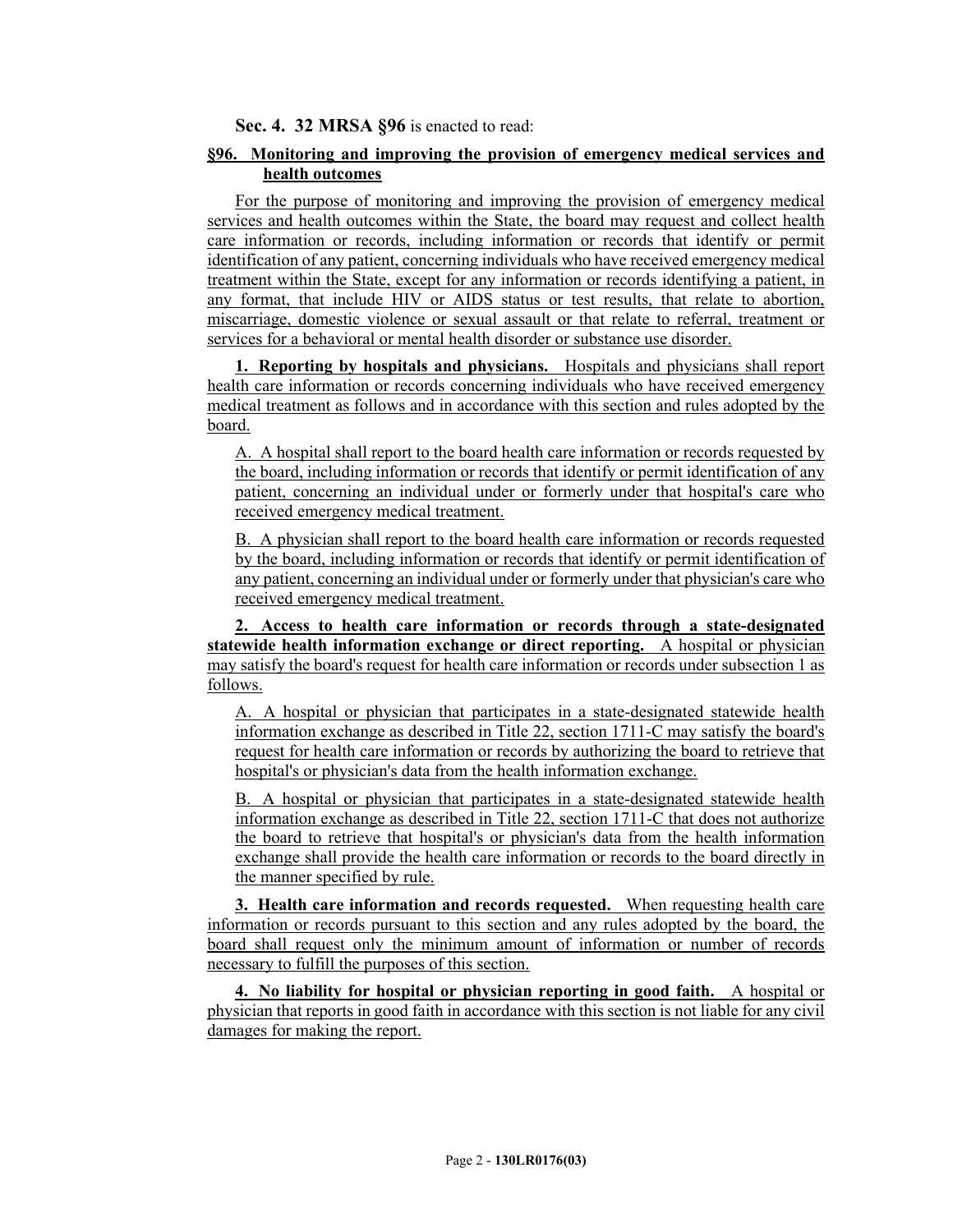**Sec. 4. 32 MRSA §96** is enacted to read:

**§96. Monitoring and improving the provision of emergency medical services and health outcomes**

For the purpose of monitoring and improving the provision of emergency medical services and health outcomes within the State, the board may request and collect health care information or records, including information or records that identify or permit identification of any patient, concerning individuals who have received emergency medical treatment within the State, except for any information or records identifying a patient, in any format, that include HIV or AIDS status or test results, that relate to abortion, miscarriage, domestic violence or sexual assault or that relate to referral, treatment or services for a behavioral or mental health disorder or substance use disorder.

**1. Reporting by hospitals and physicians.** Hospitals and physicians shall report health care information or records concerning individuals who have received emergency medical treatment as follows and in accordance with this section and rules adopted by the board.

A. A hospital shall report to the board health care information or records requested by the board, including information or records that identify or permit identification of any patient, concerning an individual under or formerly under that hospital's care who received emergency medical treatment.

B. A physician shall report to the board health care information or records requested by the board, including information or records that identify or permit identification of any patient, concerning an individual under or formerly under that physician's care who received emergency medical treatment.

**2. Access to health care information or records through a state-designated statewide health information exchange or direct reporting.** A hospital or physician may satisfy the board's request for health care information or records under subsection 1 as follows.

A. A hospital or physician that participates in a state-designated statewide health information exchange as described in Title 22, section 1711-C may satisfy the board's request for health care information or records by authorizing the board to retrieve that hospital's or physician's data from the health information exchange.

B. A hospital or physician that participates in a state-designated statewide health information exchange as described in Title 22, section 1711-C that does not authorize the board to retrieve that hospital's or physician's data from the health information exchange shall provide the health care information or records to the board directly in the manner specified by rule.

**3. Health care information and records requested.** When requesting health care information or records pursuant to this section and any rules adopted by the board, the board shall request only the minimum amount of information or number of records necessary to fulfill the purposes of this section.

**4. No liability for hospital or physician reporting in good faith.** A hospital or physician that reports in good faith in accordance with this section is not liable for any civil damages for making the report.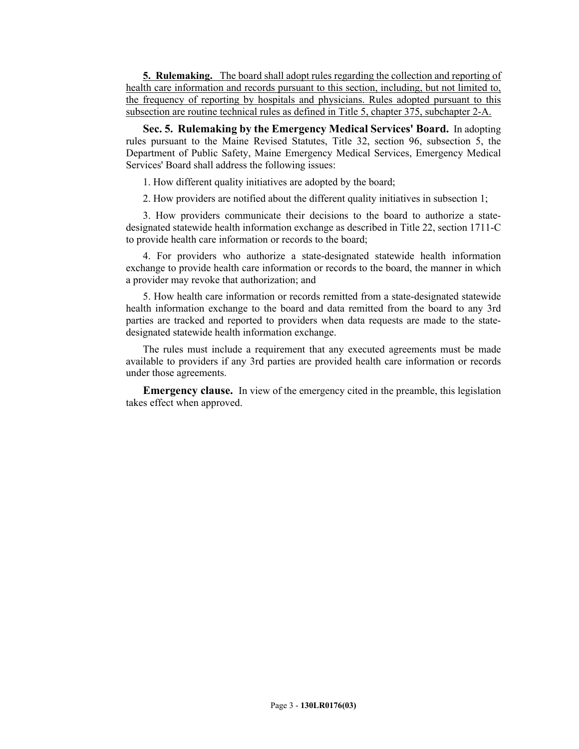<u>**5. Rulemaking.** The board shall adopt rules regarding the collection and reporting of health care information and records pursuant to this section, including, but not limited to, the frequency of reporting by hospitals and physicians. Rules adopted pursuant to this subsection are routine technical rules as defined in Title 5, chapter 375, subchapter 2-A.</u>

**Sec. 5. Rulemaking by the Emergency Medical Services' Board.** In adopting rules pursuant to the Maine Revised Statutes, Title 32, section 96, subsection 5, the Department of Public Safety, Maine Emergency Medical Services, Emergency Medical Services' Board shall address the following issues:

1. How different quality initiatives are adopted by the board;

2. How providers are notified about the different quality initiatives in subsection 1;

3. How providers communicate their decisions to the board to authorize a state-designated statewide health information exchange as described in Title 22, section 1711-C to provide health care information or records to the board;

4. For providers who authorize a state-designated statewide health information exchange to provide health care information or records to the board, the manner in which a provider may revoke that authorization; and

5. How health care information or records remitted from a state-designated statewide health information exchange to the board and data remitted from the board to any 3rd parties are tracked and reported to providers when data requests are made to the state-designated statewide health information exchange.

The rules must include a requirement that any executed agreements must be made available to providers if any 3rd parties are provided health care information or records under those agreements.

**Emergency clause.** In view of the emergency cited in the preamble, this legislation takes effect when approved.